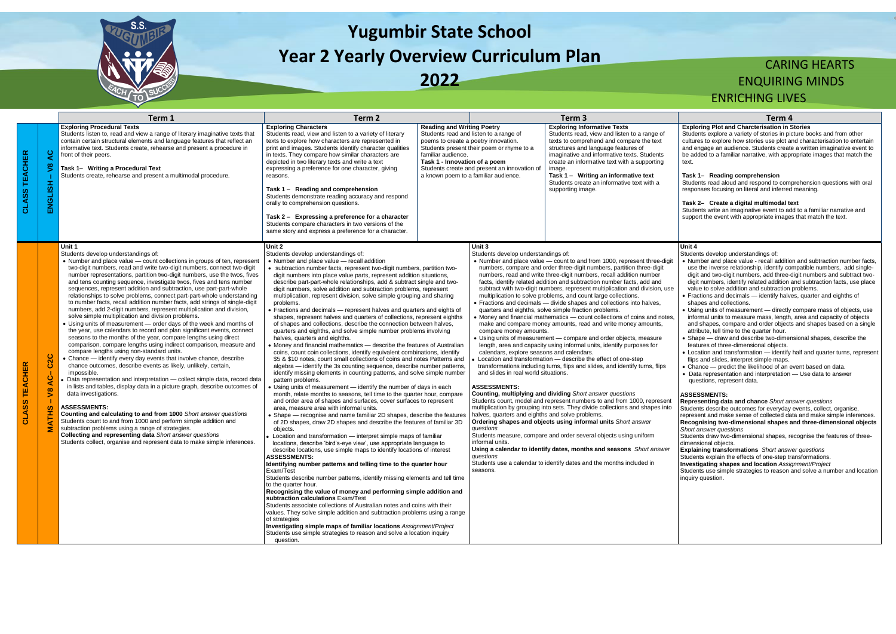# Yugumbir State School
# Year 2 Yearly Overview Curriculum Plan
# 2022

CARING HEARTS
ENQUIRING MINDS
ENRICHING LIVES

| | | Term 1 | Term 2 | Term 3 | Term 4 |
|---|---|---|---|---|---|
| CLASS TEACHER | ENGLISH – V8 AC | **Exploring Procedural Texts**<br>Students listen to, read and view a range of literary imaginative texts that contain certain structural elements and language features that reflect an informative text. Students create, rehearse and present a procedure in front of their peers.<br><br>**Task 1– Writing a Procedural Text**<br>Students create, rehearse and present a multimodal procedure. | **Exploring Characters**<br>Students read, view and listen to a variety of literary texts to explore how characters are represented in print and images. Students identify character qualities in texts. They compare how similar characters are depicted in two literary texts and write a text expressing a preference for one character, giving reasons.<br><br>**Task 1 – Reading and comprehension**<br>Students demonstrate reading accuracy and respond orally to comprehension questions.<br><br>**Task 2 – Expressing a preference for a character**<br>Students compare characters in two versions of the same story and express a preference for a character.<br><br>**Reading and Writing Poetry**<br>Students read and listen to a range of poems to create a poetry innovation. Students present their poem or rhyme to a familiar audience.<br>**Task 1 - Innovation of a poem**<br>Students create and present an innovation of a known poem to a familiar audience. | **Exploring Informative Texts**<br>Students read, view and listen to a range of texts to comprehend and compare the text structures and language features of imaginative and informative texts. Students create an informative text with a supporting image.<br>**Task 1 – Writing an informative text**<br>Students create an informative text with a supporting image. | **Exploring Plot and Charcterisation in Stories**<br>Students explore a variety of stories in picture books and from other cultures to explore how stories use plot and characterisation to entertain and engage an audience. Students create a written imaginative event to be added to a familiar narrative, with appropriate images that match the text.<br><br>**Task 1– Reading comprehension**<br>Students read aloud and respond to comprehension questions with oral responses focusing on literal and inferred meaning.<br><br>**Task 2– Create a digital multimodal text**<br>Students write an imaginative event to add to a familiar narrative and support the event with appropriate images that match the text. |
| CLASS TEACHER | MATHS – V8 AC– C2C | **Unit 1**<br>Students develop understandings of:<br>• Number and place value — count collections in groups of ten, represent two-digit numbers, read and write two-digit numbers, connect two-digit number representations, partition two-digit numbers, use the twos, fives and tens counting sequence, investigate twos, fives and tens number sequences, represent addition and subtraction, use part-part-whole relationships to solve problems, connect part-part-whole understanding to number facts, recall addition number facts, add strings of single-digit numbers, add 2-digit numbers, represent multiplication and division, solve simple multiplication and division problems.<br>• Using units of measurement — order days of the week and months of the year, use calendars to record and plan significant events, connect seasons to the months of the year, compare lengths using direct comparison, compare lengths using indirect comparison, measure and compare lengths using non-standard units.<br>• Chance — identify every day events that involve chance, describe chance outcomes, describe events as likely, unlikely, certain, impossible.<br>• Data representation and interpretation — collect simple data, record data in lists and tables, display data in a picture graph, describe outcomes of data investigations.<br><br>**ASSESSMENTS:**<br>**Counting and calculating to and from 1000** *Short answer questions*<br>Students count to and from 1000 and perform simple addition and subtraction problems using a range of strategies.<br>**Collecting and representing data** *Short answer questions*<br>Students collect, organise and represent data to make simple inferences. | **Unit 2**<br>Students develop understandings of:<br>• Number and place value — recall addition<br>• subtraction number facts, represent two-digit numbers, partition two-digit numbers into place value parts, represent addition situations, describe part-part-whole relationships, add & subtract single and two-digit numbers, solve addition and subtraction problems, represent multiplication, represent division, solve simple grouping and sharing problems.<br>• Fractions and decimals — represent halves and quarters and eights of shapes, represent halves and quarters of collections, represent eighths of shapes and collections, describe the connection between halves, quarters and eighths, and solve simple number problems involving halves, quarters and eighths.<br>• Money and financial mathematics — describe the features of Australian coins, count coin collections, identify equivalent combinations, identify $5 & $10 notes, count small collections of coins and notes Patterns and algebra — identify the 3s counting sequence, describe number patterns, identify missing elements in counting patterns, and solve simple number pattern problems.<br>• Using units of measurement — identify the number of days in each month, relate months to seasons, tell time to the quarter hour, compare and order area of shapes and surfaces, cover surfaces to represent area, measure area with informal units.<br>• Shape — recognise and name familiar 2D shapes, describe the features of 2D shapes, draw 2D shapes and describe the features of familiar 3D objects.<br>• Location and transformation — interpret simple maps of familiar locations, describe 'bird's-eye view', use appropriate language to describe locations, use simple maps to identify locations of interest<br>**ASSESSMENTS:**<br>**Identifying number patterns and telling time to the quarter hour**<br>Exam/Test<br>Students describe number patterns, identify missing elements and tell time to the quarter hour.<br>**Recognising the value of money and performing simple addition and subtraction calculations** Exam/Test<br>Students associate collections of Australian notes and coins with their values. They solve simple addition and subtraction problems using a range of strategies<br>**Investigating simple maps of familiar locations** *Assignment/Project*<br>Students use simple strategies to reason and solve a location inquiry question. | **Unit 3**<br>Students develop understandings of:<br>• Number and place value — count to and from 1000, represent three-digit numbers, compare and order three-digit numbers, partition three-digit numbers, read and write three-digit numbers, recall addition number facts, identify related addition and subtraction number facts, add and subtract with two-digit numbers, represent multiplication and division, use multiplication to solve problems, and count large collections.<br>• Fractions and decimals — divide shapes and collections into halves, quarters and eighths, solve simple fraction problems.<br>• Money and financial mathematics — count collections of coins and notes, make and compare money amounts, read and write money amounts, compare money amounts.<br>• Using units of measurement — compare and order objects, measure length, area and capacity using informal units, identify purposes for calendars, explore seasons and calendars.<br>• Location and transformation — describe the effect of one-step transformations including turns, flips and slides, and identify turns, flips and slides in real world situations.<br><br>**ASSESSMENTS:**<br>**Counting, multiplying and dividing** *Short answer questions*<br>Students count, model and represent numbers to and from 1000, represent multiplication by grouping into sets. They divide collections and shapes into halves, quarters and eighths and solve problems.<br>**Ordering shapes and objects using informal units** *Short answer questions*<br>Students measure, compare and order several objects using uniform informal units.<br>**Using a calendar to identify dates, months and seasons** *Short answer questions*<br>Students use a calendar to identify dates and the months included in seasons. | **Unit 4**<br>Students develop understandings of:<br>• Number and place value - recall addition and subtraction number facts, use the inverse relationship, identify compatible numbers, add single-digit and two-digit numbers, add three-digit numbers and subtract two-digit numbers, identify related addition and subtraction facts, use place value to solve addition and subtraction problems.<br>• Fractions and decimals — identify halves, quarter and eighths of shapes and collections.<br>• Using units of measurement — directly compare mass of objects, use informal units to measure mass, length, area and capacity of objects and shapes, compare and order objects and shapes based on a single attribute, tell time to the quarter hour.<br>• Shape — draw and describe two-dimensional shapes, describe the features of three-dimensional objects.<br>• Location and transformation — identify half and quarter turns, represent flips and slides, interpret simple maps.<br>• Chance — predict the likelihood of an event based on data.<br>• Data representation and interpretation — Use data to answer questions, represent data.<br><br>**ASSESSMENTS:**<br>**Representing data and chance** *Short answer questions*<br>Students describe outcomes for everyday events, collect, organise, represent and make sense of collected data and make simple inferences.<br>**Recognising two-dimensional shapes and three-dimensional objects** *Short answer questions*<br>Students draw two-dimensional shapes, recognise the features of three-dimensional objects.<br>**Explaining transformations** *Short answer questions*<br>Students explain the effects of one-step transformations.<br>**Investigating shapes and location** *Assignment/Project*<br>Students use simple strategies to reason and solve a number and location inquiry question. |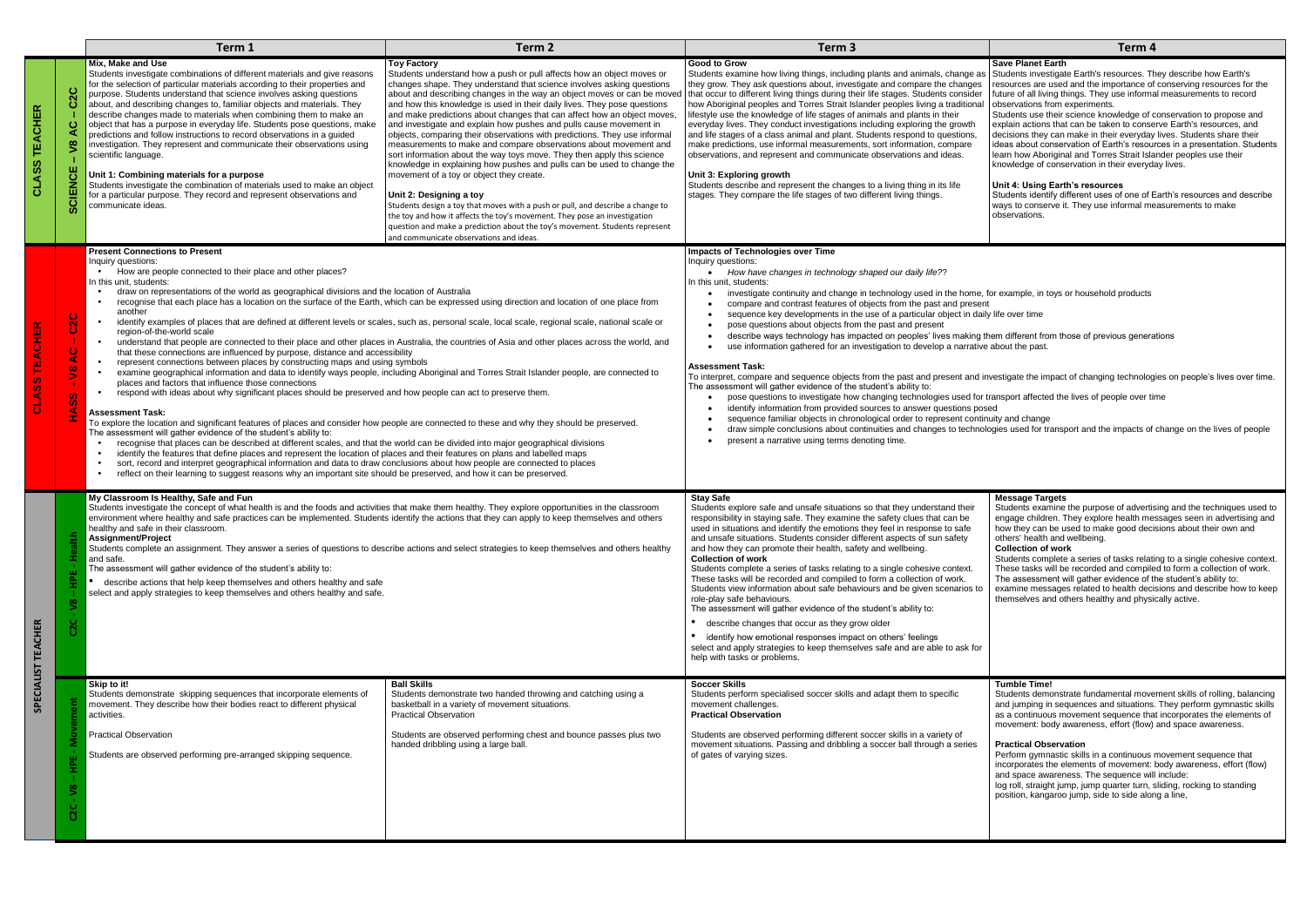| | | Term 1 | Term 2 | Term 3 | Term 4 |
|---|---|---|---|---|---|
| CLASS TEACHER | SCIENCE – V8 AC – C2C | **Mix, Make and Use**<br>Students investigate combinations of different materials and give reasons for the selection of particular materials according to their properties and purpose. Students understand that science involves asking questions about, and describing changes to, familiar objects and materials. They describe changes made to materials when combining them to make an object that has a purpose in everyday life. Students pose questions, make predictions and follow instructions to record observations in a guided investigation. They represent and communicate their observations using scientific language.<br><br>**Unit 1: Combining materials for a purpose**<br>Students investigate the combination of materials used to make an object for a particular purpose. They record and represent observations and communicate ideas. | **Toy Factory**<br>Students understand how a push or pull affects how an object moves or changes shape. They understand that science involves asking questions about and describing changes in the way an object moves or can be moved and how this knowledge is used in their daily lives. They pose questions and make predictions about changes that can affect how an object moves, and investigate and explain how pushes and pulls cause movement in objects, comparing their observations with predictions. They use informal measurements to make and compare observations about movement and sort information about the way toys move. They then apply this science knowledge in explaining how pushes and pulls can be used to change the movement of a toy or object they create.<br><br>**Unit 2: Designing a toy**<br>Students design a toy that moves with a push or pull, and describe a change to the toy and how it affects the toy's movement. They pose an investigation question and make a prediction about the toy's movement. Students represent and communicate observations and ideas. | **Good to Grow**<br>Students examine how living things, including plants and animals, change as they grow. They ask questions about, investigate and compare the changes that occur to different living things during their life stages. Students consider how Aboriginal peoples and Torres Strait Islander peoples living a traditional lifestyle use the knowledge of life stages of animals and plants in their everyday lives. They conduct investigations including exploring the growth and life stages of a class animal and plant. Students respond to questions, make predictions, use informal measurements, sort information, compare observations, and represent and communicate observations and ideas.<br><br>**Unit 3: Exploring growth**<br>Students describe and represent the changes to a living thing in its life stages. They compare the life stages of two different living things. | **Save Planet Earth**<br>Students investigate Earth's resources. They describe how Earth's resources are used and the importance of conserving resources for the future of all living things. They use informal measurements to record observations from experiments.<br>Students use their science knowledge of conservation to propose and explain actions that can be taken to conserve Earth's resources, and decisions they can make in their everyday lives. Students share their ideas about conservation of Earth's resources in a presentation. Students learn how Aboriginal and Torres Strait Islander peoples use their knowledge of conservation in their everyday lives.<br><br>**Unit 4: Using Earth's resources**<br>Students identify different uses of one of Earth's resources and describe ways to conserve it. They use informal measurements to make observations. |
| CLASS TEACHER | HASS - V8 AC – C2C | **Present Connections to Present**<br>Inquiry questions:<br>• How are people connected to their place and other places?<br>In this unit, students:<br>• draw on representations of the world as geographical divisions and the location of Australia<br>• recognise that each place has a location on the surface of the Earth, which can be expressed using direction and location of one place from another<br>• identify examples of places that are defined at different levels or scales, such as, personal scale, local scale, regional scale, national scale or region-of-the-world scale<br>• understand that people are connected to their place and other places in Australia, the countries of Asia and other places across the world, and that these connections are influenced by purpose, distance and accessibility<br>• represent connections between places by constructing maps and using symbols<br>• examine geographical information and data to identify ways people, including Aboriginal and Torres Strait Islander people, are connected to places and factors that influence those connections<br>• respond with ideas about why significant places should be preserved and how people can act to preserve them.<br><br>**Assessment Task:**<br>To explore the location and significant features of places and consider how people are connected to these and why they should be preserved.<br>The assessment will gather evidence of the student's ability to:<br>• recognise that places can be described at different scales, and that the world can be divided into major geographical divisions<br>• identify the features that define places and represent the location of places and their features on plans and labelled maps<br>• sort, record and interpret geographical information and data to draw conclusions about how people are connected to places<br>• reflect on their learning to suggest reasons why an important site should be preserved, and how it can be preserved. | | **Impacts of Technologies over Time**<br>Inquiry questions:<br>• *How have changes in technology shaped our daily life??*<br>In this unit, students:<br>• investigate continuity and change in technology used in the home, for example, in toys or household products<br>• compare and contrast features of objects from the past and present<br>• sequence key developments in the use of a particular object in daily life over time<br>• pose questions about objects from the past and present<br>• describe ways technology has impacted on peoples' lives making them different from those of previous generations<br>• use information gathered for an investigation to develop a narrative about the past.<br><br>**Assessment Task:**<br>To interpret, compare and sequence objects from the past and present and investigate the impact of changing technologies on people's lives over time.<br>The assessment will gather evidence of the student's ability to:<br>• pose questions to investigate how changing technologies used for transport affected the lives of people over time<br>• identify information from provided sources to answer questions posed<br>• sequence familiar objects in chronological order to represent continuity and change<br>• draw simple conclusions about continuities and changes to technologies used for transport and the impacts of change on the lives of people<br>• present a narrative using terms denoting time. | |
| SPECIALIST TEACHER | C2C - V8 – HPE - Health | **My Classroom Is Healthy, Safe and Fun**<br>Students investigate the concept of what health is and the foods and activities that make them healthy. They explore opportunities in the classroom environment where healthy and safe practices can be implemented. Students identify the actions that they can apply to keep themselves and others healthy and safe in their classroom.<br>**Assignment/Project**<br>Students complete an assignment. They answer a series of questions to describe actions and select strategies to keep themselves and others healthy and safe.<br>The assessment will gather evidence of the student's ability to:<br>• describe actions that help keep themselves and others healthy and safe<br>select and apply strategies to keep themselves and others healthy and safe. | | **Stay Safe**<br>Students explore safe and unsafe situations so that they understand their responsibility in staying safe. They examine the safety clues that can be used in situations and identify the emotions they feel in response to safe and unsafe situations. Students consider different aspects of sun safety and how they can promote their health, safety and wellbeing.<br>**Collection of work**<br>Students complete a series of tasks relating to a single cohesive context. These tasks will be recorded and compiled to form a collection of work. Students view information about safe behaviours and be given scenarios to role-play safe behaviours.<br>The assessment will gather evidence of the student's ability to:<br>• describe changes that occur as they grow older<br>• identify how emotional responses impact on others' feelings<br>select and apply strategies to keep themselves safe and are able to ask for help with tasks or problems. | **Message Targets**<br>Students examine the purpose of advertising and the techniques used to engage children. They explore health messages seen in advertising and how they can be used to make good decisions about their own and others' health and wellbeing.<br>**Collection of work**<br>Students complete a series of tasks relating to a single cohesive context. These tasks will be recorded and compiled to form a collection of work. The assessment will gather evidence of the student's ability to:<br>examine messages related to health decisions and describe how to keep themselves and others healthy and physically active. |
| SPECIALIST TEACHER | C2C - V8 – HPE - Movement | **Skip to it!**<br>Students demonstrate skipping sequences that incorporate elements of movement. They describe how their bodies react to different physical activities.<br><br>Practical Observation<br><br>Students are observed performing pre-arranged skipping sequence. | **Ball Skills**<br>Students demonstrate two handed throwing and catching using a basketball in a variety of movement situations.<br>Practical Observation<br><br>Students are observed performing chest and bounce passes plus two handed dribbling using a large ball. | **Soccer Skills**<br>Students perform specialised soccer skills and adapt them to specific movement challenges.<br>**Practical Observation**<br><br>Students are observed performing different soccer skills in a variety of movement situations. Passing and dribbling a soccer ball through a series of gates of varying sizes. | **Tumble Time!**<br>Students demonstrate fundamental movement skills of rolling, balancing and jumping in sequences and situations. They perform gymnastic skills as a continuous movement sequence that incorporates the elements of movement: body awareness, effort (flow) and space awareness.<br><br>**Practical Observation**<br>Perform gymnastic skills in a continuous movement sequence that incorporates the elements of movement: body awareness, effort (flow) and space awareness. The sequence will include:<br>log roll, straight jump, jump quarter turn, sliding, rocking to standing position, kangaroo jump, side to side along a line, |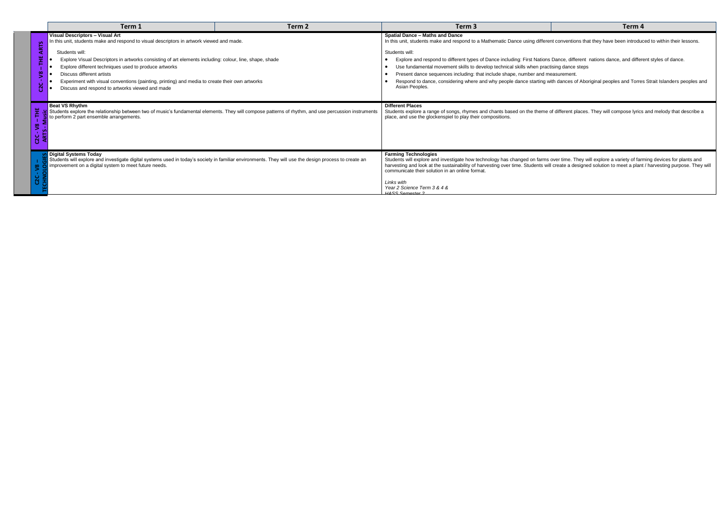| | Term 1 | Term 2 | Term 3 | Term 4 |
|---|---|---|---|---|
| C2C - V8 – THE ARTS | **Visual Descriptors – Visual Art**<br>In this unit, students make and respond to visual descriptors in artwork viewed and made.<br><br>Students will:<br>• Explore Visual Descriptors in artworks consisting of art elements including: colour, line, shape, shade<br>• Explore different techniques used to produce artworks<br>• Discuss different artists<br>• Experiment with visual conventions (painting, printing) and media to create their own artworks<br>• Discuss and respond to artworks viewed and made | | **Spatial Dance – Maths and Dance**<br>In this unit, students make and respond to a Mathematic Dance using different conventions that they have been introduced to within their lessons.<br><br>Students will:<br>• Explore and respond to different types of Dance including: First Nations Dance, different nations dance, and different styles of dance.<br>• Use fundamental movement skills to develop technical skills when practising dance steps<br>• Present dance sequences including: that include shape, number and measurement.<br>• Respond to dance, considering where and why people dance starting with dances of Aboriginal peoples and Torres Strait Islanders peoples and Asian Peoples. | |
| C2C - V8 – THE ARTS - Music | **Beat VS Rhythm**<br>Students explore the relationship between two of music's fundamental elements. They will compose patterns of rhythm, and use percussion instruments to perform 2 part ensemble arrangements. | | **Different Places**<br>Students explore a range of songs, rhymes and chants based on the theme of different places. They will compose lyrics and melody that describe a place, and use the glockenspiel to play their compositions. | |
| C2C - V8 – TECHNOLOGIES | **Digital Systems Today**<br>Students will explore and investigate digital systems used in today's society in familiar environments. They will use the design process to create an improvement on a digital system to meet future needs. | | **Farming Technologies**<br>Students will explore and investigate how technology has changed on farms over time. They will explore a variety of farming devices for plants and harvesting and look at the sustainability of harvesting over time. Students will create a designed solution to meet a plant / harvesting purpose. They will communicate their solution in an online format.<br><br>*Links with*<br>*Year 2 Science Term 3 & 4 &*<br>*HASS Semester 2* | |